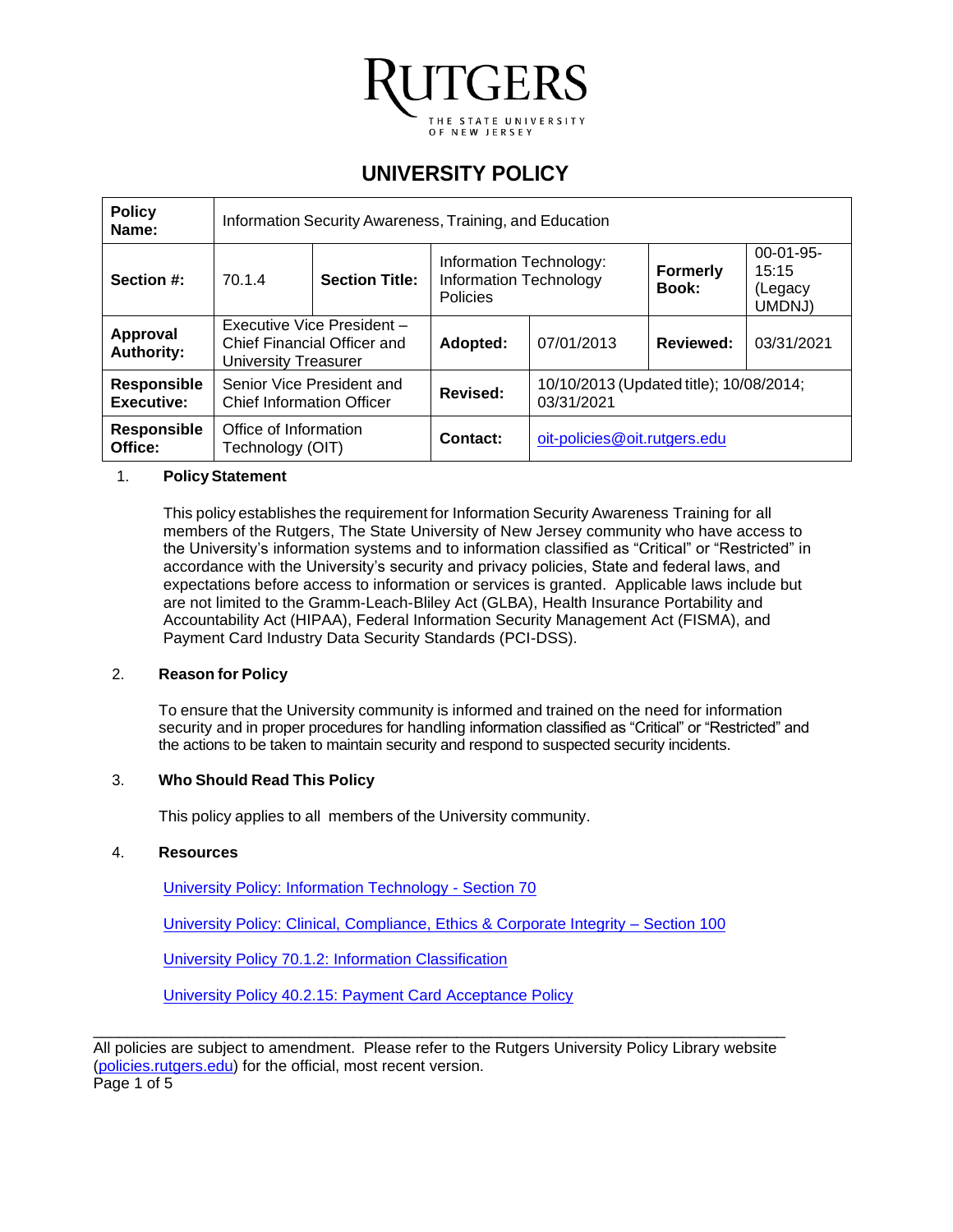RUTGERS
THE STATE UNIVERSITY OF NEW JERSEY

# UNIVERSITY POLICY

| **Policy Name:** | Information Security Awareness, Training, and Education | | | | | |
|---|---|---|---|---|---|---|
| **Section #:** | 70.1.4 | **Section Title:** | Information Technology: Information Technology Policies | | **Formerly Book:** | 00-01-95-15:15 (Legacy UMDNJ) |
| **Approval Authority:** | Executive Vice President – Chief Financial Officer and University Treasurer | | **Adopted:** | 07/01/2013 | **Reviewed:** | 03/31/2021 |
| **Responsible Executive:** | Senior Vice President and Chief Information Officer | | **Revised:** | 10/10/2013 (Updated title); 10/08/2014; 03/31/2021 | | |
| **Responsible Office:** | Office of Information Technology (OIT) | | **Contact:** | oit-policies@oit.rutgers.edu | | |

## 1. Policy Statement

This policy establishes the requirement for Information Security Awareness Training for all members of the Rutgers, The State University of New Jersey community who have access to the University's information systems and to information classified as "Critical" or "Restricted" in accordance with the University's security and privacy policies, State and federal laws, and expectations before access to information or services is granted. Applicable laws include but are not limited to the Gramm-Leach-Bliley Act (GLBA), Health Insurance Portability and Accountability Act (HIPAA), Federal Information Security Management Act (FISMA), and Payment Card Industry Data Security Standards (PCI-DSS).

## 2. Reason for Policy

To ensure that the University community is informed and trained on the need for information security and in proper procedures for handling information classified as "Critical" or "Restricted" and the actions to be taken to maintain security and respond to suspected security incidents.

## 3. Who Should Read This Policy

This policy applies to all members of the University community.

## 4. Resources

University Policy: Information Technology - Section 70

University Policy: Clinical, Compliance, Ethics & Corporate Integrity – Section 100

University Policy 70.1.2: Information Classification

University Policy 40.2.15: Payment Card Acceptance Policy

All policies are subject to amendment. Please refer to the Rutgers University Policy Library website (policies.rutgers.edu) for the official, most recent version.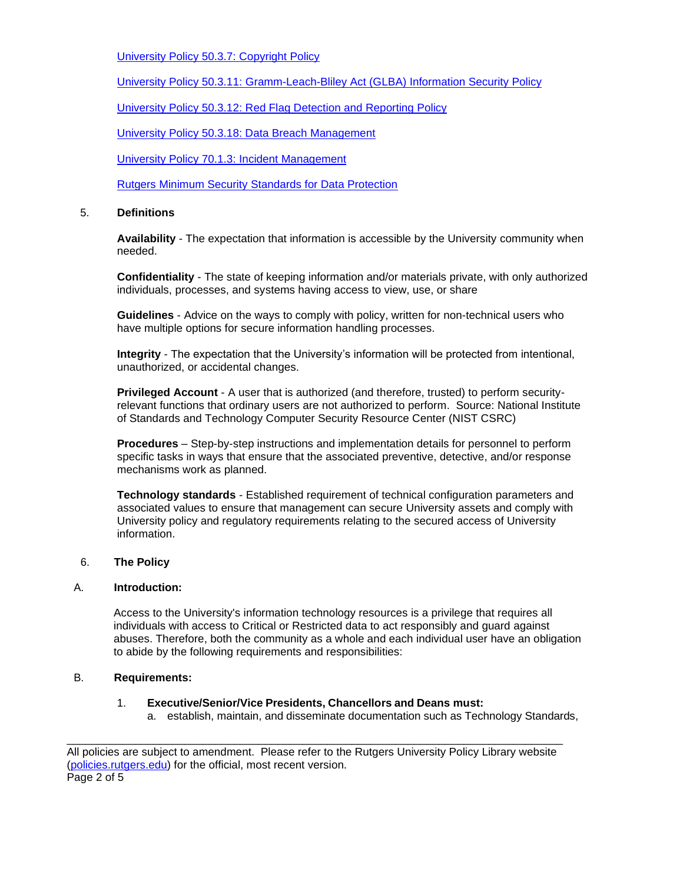[University Policy 50.3.7: Copyright Policy](#)

[University Policy 50.3.11: Gramm-Leach-Bliley Act (GLBA) Information Security Policy](#)

[University Policy 50.3.12: Red Flag Detection and Reporting Policy](#)

[University Policy 50.3.18: Data Breach Management](#)

[University Policy 70.1.3: Incident Management](#)

[Rutgers Minimum Security Standards for Data Protection](#)

## 5. Definitions

**Availability** - The expectation that information is accessible by the University community when needed.

**Confidentiality** - The state of keeping information and/or materials private, with only authorized individuals, processes, and systems having access to view, use, or share

**Guidelines** - Advice on the ways to comply with policy, written for non-technical users who have multiple options for secure information handling processes.

**Integrity** - The expectation that the University's information will be protected from intentional, unauthorized, or accidental changes.

**Privileged Account** - A user that is authorized (and therefore, trusted) to perform security-relevant functions that ordinary users are not authorized to perform. Source: National Institute of Standards and Technology Computer Security Resource Center (NIST CSRC)

**Procedures** – Step-by-step instructions and implementation details for personnel to perform specific tasks in ways that ensure that the associated preventive, detective, and/or response mechanisms work as planned.

**Technology standards** - Established requirement of technical configuration parameters and associated values to ensure that management can secure University assets and comply with University policy and regulatory requirements relating to the secured access of University information.

## 6. The Policy

### A. Introduction:

Access to the University's information technology resources is a privilege that requires all individuals with access to Critical or Restricted data to act responsibly and guard against abuses. Therefore, both the community as a whole and each individual user have an obligation to abide by the following requirements and responsibilities:

### B. Requirements:

1. **Executive/Senior/Vice Presidents, Chancellors and Deans must:**
   a. establish, maintain, and disseminate documentation such as Technology Standards,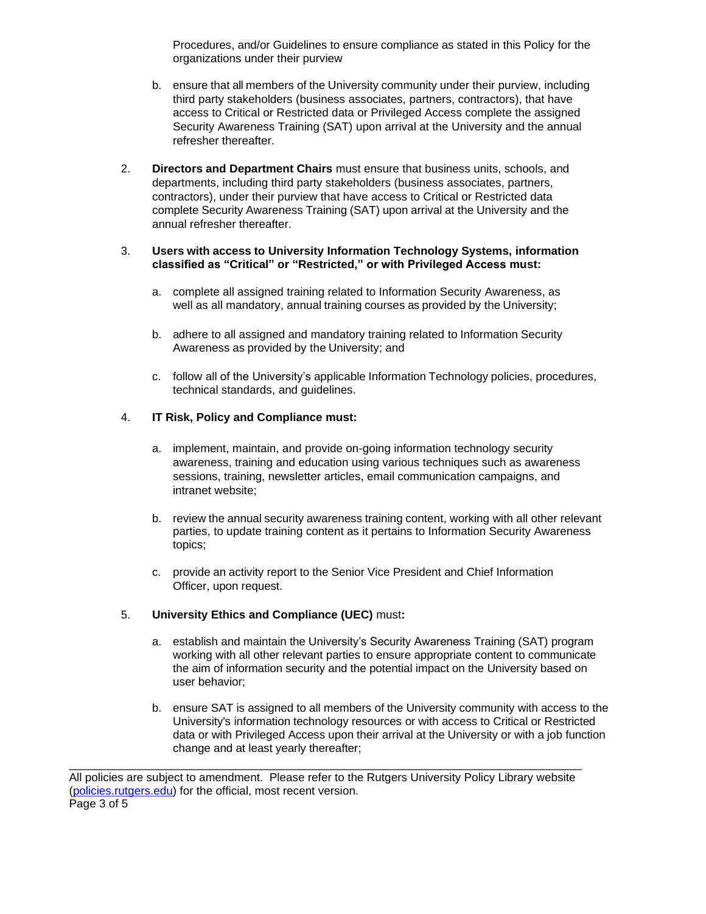Procedures, and/or Guidelines to ensure compliance as stated in this Policy for the organizations under their purview

   b. ensure that all members of the University community under their purview, including third party stakeholders (business associates, partners, contractors), that have access to Critical or Restricted data or Privileged Access complete the assigned Security Awareness Training (SAT) upon arrival at the University and the annual refresher thereafter.

2. **Directors and Department Chairs** must ensure that business units, schools, and departments, including third party stakeholders (business associates, partners, contractors), under their purview that have access to Critical or Restricted data complete Security Awareness Training (SAT) upon arrival at the University and the annual refresher thereafter.

3. **Users with access to University Information Technology Systems, information classified as "Critical" or "Restricted," or with Privileged Access must:**

   a. complete all assigned training related to Information Security Awareness, as well as all mandatory, annual training courses as provided by the University;

   b. adhere to all assigned and mandatory training related to Information Security Awareness as provided by the University; and

   c. follow all of the University's applicable Information Technology policies, procedures, technical standards, and guidelines.

4. **IT Risk, Policy and Compliance must:**

   a. implement, maintain, and provide on-going information technology security awareness, training and education using various techniques such as awareness sessions, training, newsletter articles, email communication campaigns, and intranet website;

   b. review the annual security awareness training content, working with all other relevant parties, to update training content as it pertains to Information Security Awareness topics;

   c. provide an activity report to the Senior Vice President and Chief Information Officer, upon request.

5. **University Ethics and Compliance (UEC)** must**:**

   a. establish and maintain the University's Security Awareness Training (SAT) program working with all other relevant parties to ensure appropriate content to communicate the aim of information security and the potential impact on the University based on user behavior;

   b. ensure SAT is assigned to all members of the University community with access to the University's information technology resources or with access to Critical or Restricted data or with Privileged Access upon their arrival at the University or with a job function change and at least yearly thereafter;

All policies are subject to amendment. Please refer to the Rutgers University Policy Library website ([policies.rutgers.edu](policies.rutgers.edu)) for the official, most recent version.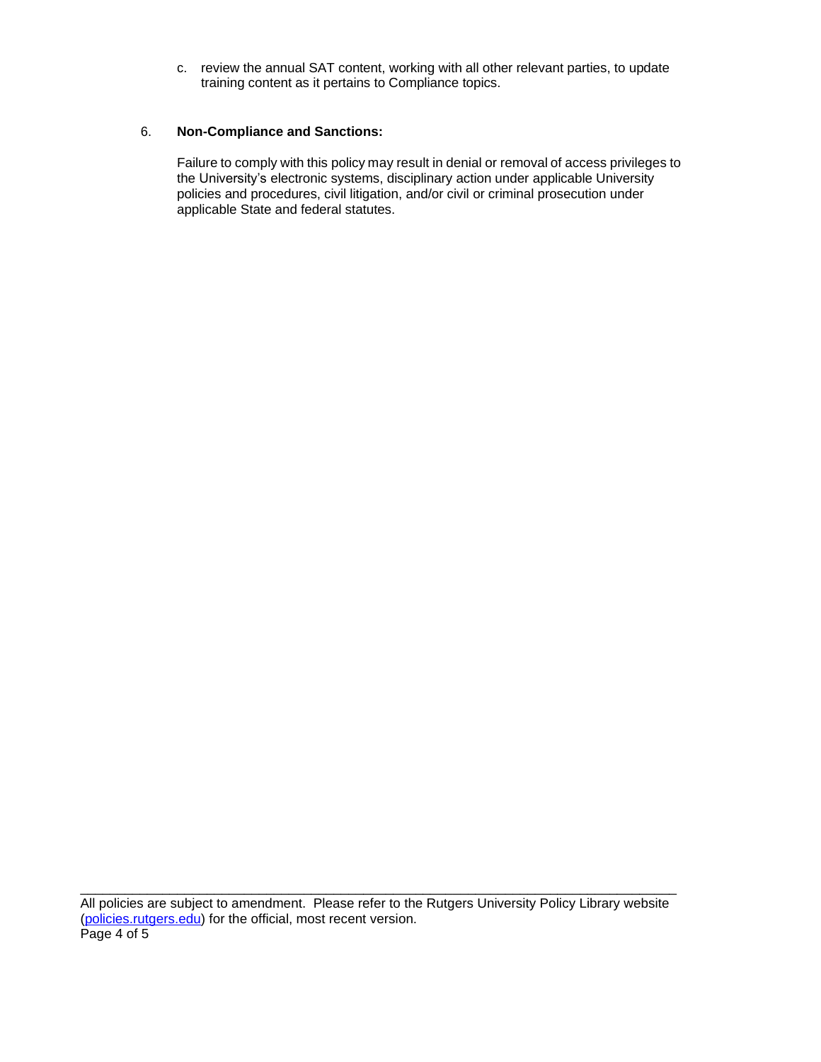c. review the annual SAT content, working with all other relevant parties, to update training content as it pertains to Compliance topics.

6. **Non-Compliance and Sanctions:**

Failure to comply with this policy may result in denial or removal of access privileges to the University's electronic systems, disciplinary action under applicable University policies and procedures, civil litigation, and/or civil or criminal prosecution under applicable State and federal statutes.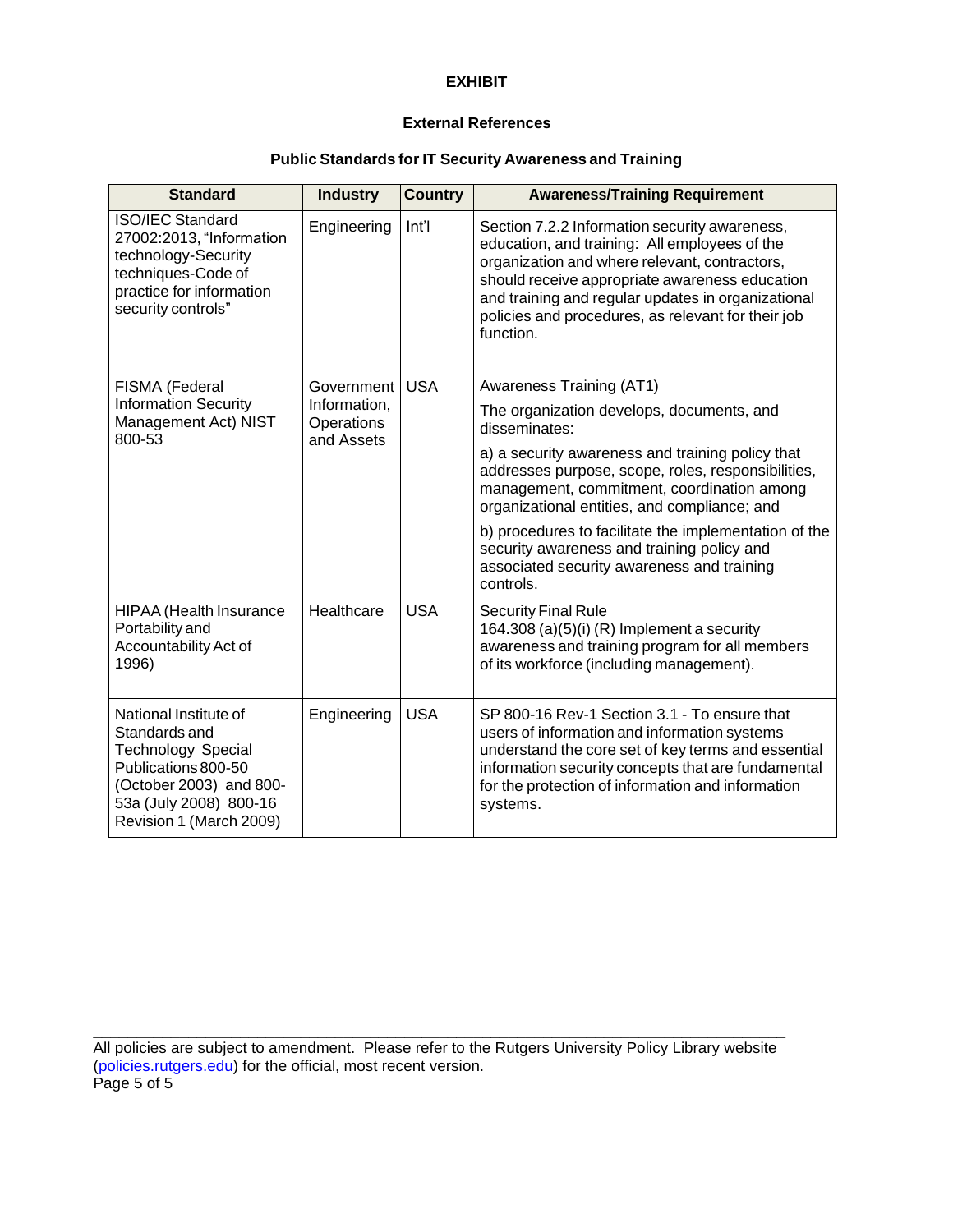**EXHIBIT**

**External References**

**Public Standards for IT Security Awareness and Training**

| Standard | Industry | Country | Awareness/Training Requirement |
|---|---|---|---|
| ISO/IEC Standard 27002:2013, "Information technology-Security techniques-Code of practice for information security controls" | Engineering | Int'l | Section 7.2.2 Information security awareness, education, and training: All employees of the organization and where relevant, contractors, should receive appropriate awareness education and training and regular updates in organizational policies and procedures, as relevant for their job function. |
| FISMA (Federal Information Security Management Act) NIST 800-53 | Government Information, Operations and Assets | USA | Awareness Training (AT1)<br><br>The organization develops, documents, and disseminates:<br><br>a) a security awareness and training policy that addresses purpose, scope, roles, responsibilities, management, commitment, coordination among organizational entities, and compliance; and<br><br>b) procedures to facilitate the implementation of the security awareness and training policy and associated security awareness and training controls. |
| HIPAA (Health Insurance Portability and Accountability Act of 1996) | Healthcare | USA | Security Final Rule<br>164.308 (a)(5)(i) (R) Implement a security awareness and training program for all members of its workforce (including management). |
| National Institute of Standards and Technology Special Publications 800-50 (October 2003) and 800-53a (July 2008) 800-16 Revision 1 (March 2009) | Engineering | USA | SP 800-16 Rev-1 Section 3.1 - To ensure that users of information and information systems understand the core set of key terms and essential information security concepts that are fundamental for the protection of information and information systems. |

All policies are subject to amendment. Please refer to the Rutgers University Policy Library website (policies.rutgers.edu) for the official, most recent version.